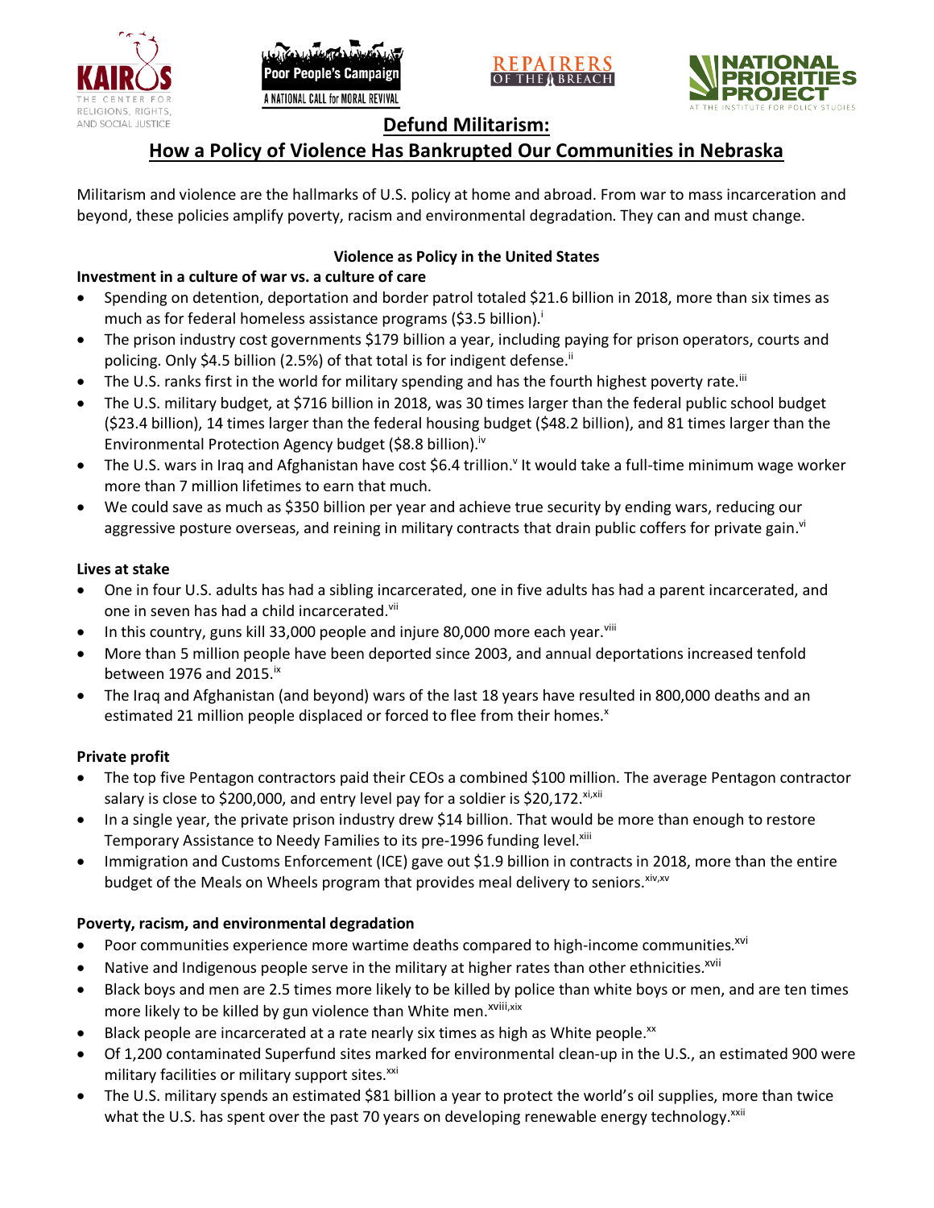# Defund Militarism:
## How a Policy of Violence Has Bankrupted Our Communities in Nebraska

Militarism and violence are the hallmarks of U.S. policy at home and abroad. From war to mass incarceration and beyond, these policies amplify poverty, racism and environmental degradation. They can and must change.

### Violence as Policy in the United States

**Investment in a culture of war vs. a culture of care**

- Spending on detention, deportation and border patrol totaled $21.6 billion in 2018, more than six times as much as for federal homeless assistance programs ($3.5 billion).[i]
- The prison industry cost governments $179 billion a year, including paying for prison operators, courts and policing. Only $4.5 billion (2.5%) of that total is for indigent defense.[ii]
- The U.S. ranks first in the world for military spending and has the fourth highest poverty rate.[iii]
- The U.S. military budget, at $716 billion in 2018, was 30 times larger than the federal public school budget ($23.4 billion), 14 times larger than the federal housing budget ($48.2 billion), and 81 times larger than the Environmental Protection Agency budget ($8.8 billion).[iv]
- The U.S. wars in Iraq and Afghanistan have cost $6.4 trillion.[v] It would take a full-time minimum wage worker more than 7 million lifetimes to earn that much.
- We could save as much as $350 billion per year and achieve true security by ending wars, reducing our aggressive posture overseas, and reining in military contracts that drain public coffers for private gain.[vi]

**Lives at stake**

- One in four U.S. adults has had a sibling incarcerated, one in five adults has had a parent incarcerated, and one in seven has had a child incarcerated.[vii]
- In this country, guns kill 33,000 people and injure 80,000 more each year.[viii]
- More than 5 million people have been deported since 2003, and annual deportations increased tenfold between 1976 and 2015.[ix]
- The Iraq and Afghanistan (and beyond) wars of the last 18 years have resulted in 800,000 deaths and an estimated 21 million people displaced or forced to flee from their homes.[x]

**Private profit**

- The top five Pentagon contractors paid their CEOs a combined $100 million. The average Pentagon contractor salary is close to $200,000, and entry level pay for a soldier is $20,172.[xi,xii]
- In a single year, the private prison industry drew $14 billion. That would be more than enough to restore Temporary Assistance to Needy Families to its pre-1996 funding level.[xiii]
- Immigration and Customs Enforcement (ICE) gave out $1.9 billion in contracts in 2018, more than the entire budget of the Meals on Wheels program that provides meal delivery to seniors.[xiv,xv]

**Poverty, racism, and environmental degradation**

- Poor communities experience more wartime deaths compared to high-income communities.[xvi]
- Native and Indigenous people serve in the military at higher rates than other ethnicities.[xvii]
- Black boys and men are 2.5 times more likely to be killed by police than white boys or men, and are ten times more likely to be killed by gun violence than White men.[xviii,xix]
- Black people are incarcerated at a rate nearly six times as high as White people.[xx]
- Of 1,200 contaminated Superfund sites marked for environmental clean-up in the U.S., an estimated 900 were military facilities or military support sites.[xxi]
- The U.S. military spends an estimated $81 billion a year to protect the world's oil supplies, more than twice what the U.S. has spent over the past 70 years on developing renewable energy technology.[xxii]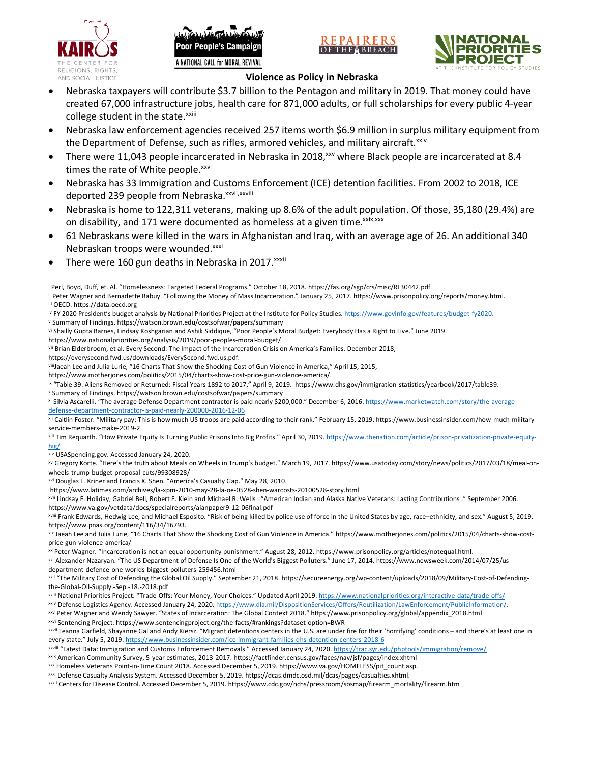**Violence as Policy in Nebraska**

- Nebraska taxpayers will contribute $3.7 billion to the Pentagon and military in 2019. That money could have created 67,000 infrastructure jobs, health care for 871,000 adults, or full scholarships for every public 4-year college student in the state.[xxiii]
- Nebraska law enforcement agencies received 257 items worth $6.9 million in surplus military equipment from the Department of Defense, such as rifles, armored vehicles, and military aircraft.[xxiv]
- There were 11,043 people incarcerated in Nebraska in 2018,[xxv] where Black people are incarcerated at 8.4 times the rate of White people.[xxvi]
- Nebraska has 33 Immigration and Customs Enforcement (ICE) detention facilities. From 2002 to 2018, ICE deported 239 people from Nebraska.[xxvii,xxviii]
- Nebraska is home to 122,311 veterans, making up 8.6% of the adult population. Of those, 35,180 (29.4%) are on disability, and 171 were documented as homeless at a given time.[xxix,xxx]
- 61 Nebraskans were killed in the wars in Afghanistan and Iraq, with an average age of 26. An additional 340 Nebraskan troops were wounded.[xxxi]
- There were 160 gun deaths in Nebraska in 2017.[xxxii]

---

[i] Perl, Boyd, Duff, et. Al. "Homelessness: Targeted Federal Programs." October 18, 2018. https://fas.org/sgp/crs/misc/RL30442.pdf

[ii] Peter Wagner and Bernadette Rabuy. "Following the Money of Mass Incarceration." January 25, 2017. https://www.prisonpolicy.org/reports/money.html.

[iii] OECD. https://data.oecd.org

[iv] FY 2020 President's budget analysis by National Priorities Project at the Institute for Policy Studies. https://www.govinfo.gov/features/budget-fy2020.

[v] Summary of Findings. https://watson.brown.edu/costsofwar/papers/summary

[vi] Shailly Gupta Barnes, Lindsay Koshgarian and Ashik Siddique, "Poor People's Moral Budget: Everybody Has a Right to Live." June 2019. https://www.nationalpriorities.org/analysis/2019/poor-peoples-moral-budget/

[vii] Brian Elderbroom, et al. Every Second: The Impact of the Incarceration Crisis on America's Families. December 2018, https://everysecond.fwd.us/downloads/EverySecond.fwd.us.pdf.

[viii] Jaeah Lee and Julia Lurie, "16 Charts That Show the Shocking Cost of Gun Violence in America," April 15, 2015, https://www.motherjones.com/politics/2015/04/charts-show-cost-price-gun-violence-america/.

[ix] "Table 39. Aliens Removed or Returned: Fiscal Years 1892 to 2017," April 9, 2019. https://www.dhs.gov/immigration-statistics/yearbook/2017/table39.

[x] Summary of Findings. https://watson.brown.edu/costsofwar/papers/summary

[xi] Silvia Ascarelli. "The average Defense Department contractor is paid nearly $200,000." December 6, 2016. https://www.marketwatch.com/story/the-average-defense-department-contractor-is-paid-nearly-200000-2016-12-06

[xii] Caitlin Foster. "Military pay: This is how much US troops are paid according to their rank." February 15, 2019. https://www.businessinsider.com/how-much-military-service-members-make-2019-2

[xiii] Tim Requarth. "How Private Equity Is Turning Public Prisons Into Big Profits." April 30, 2019. https://www.thenation.com/article/prison-privatization-private-equity-hig/

[xiv] USASpending.gov. Accessed January 24, 2020.

[xv] Gregory Korte. "Here's the truth about Meals on Wheels in Trump's budget." March 19, 2017. https://www.usatoday.com/story/news/politics/2017/03/18/meal-on-wheels-trump-budget-proposal-cuts/99308928/

[xvi] Douglas L. Kriner and Francis X. Shen. "America's Casualty Gap." May 28, 2010. https://www.latimes.com/archives/la-xpm-2010-may-28-la-oe-0528-shen-warcosts-20100528-story.html

[xvii] Lindsay F. Holiday, Gabriel Bell, Robert E. Klein and Michael R. Wells . "American Indian and Alaska Native Veterans: Lasting Contributions ." September 2006. https://www.va.gov/vetdata/docs/specialreports/aianpaper9-12-06final.pdf

[xviii] Frank Edwards, Hedwig Lee, and Michael Esposito. "Risk of being killed by police use of force in the United States by age, race–ethnicity, and sex." August 5, 2019. https://www.pnas.org/content/116/34/16793.

[xix] Jaeah Lee and Julia Lurie, "16 Charts That Show the Shocking Cost of Gun Violence in America." https://www.motherjones.com/politics/2015/04/charts-show-cost-price-gun-violence-america/

[xx] Peter Wagner. "Incarceration is not an equal opportunity punishment." August 28, 2012. https://www.prisonpolicy.org/articles/notequal.html.

[xxi] Alexander Nazaryan. "The US Department of Defense Is One of the World's Biggest Polluters." June 17, 2014. https://www.newsweek.com/2014/07/25/us-department-defence-one-worlds-biggest-polluters-259456.html

[xxii] "The Military Cost of Defending the Global Oil Supply." September 21, 2018. https://secureenergy.org/wp-content/uploads/2018/09/Military-Cost-of-Defending-the-Global-Oil-Supply.-Sep.-18.-2018.pdf

[xxiii] National Priorities Project. "Trade-Offs: Your Money, Your Choices." Updated April 2019. https://www.nationalpriorities.org/interactive-data/trade-offs/

[xxiv] Defense Logistics Agency. Accessed January 24, 2020. https://www.dla.mil/DispositionServices/Offers/Reutilization/LawEnforcement/PublicInformation/.

[xxv] Peter Wagner and Wendy Sawyer. "States of Incarceration: The Global Context 2018." https://www.prisonpolicy.org/global/appendix_2018.html

[xxvi] Sentencing Project. https://www.sentencingproject.org/the-facts/#rankings?dataset-option=BWR

[xxvii] Leanna Garfield, Shayanne Gal and Andy Kiersz. "Migrant detentions centers in the U.S. are under fire for their 'horrifying' conditions – and there's at least one in every state." July 5, 2019. https://www.businessinsider.com/ice-immigrant-families-dhs-detention-centers-2018-6

[xxviii] "Latest Data: Immigration and Customs Enforcement Removals." Accessed January 24, 2020. https://trac.syr.edu/phptools/immigration/remove/

[xxix] American Community Survey, 5-year estimates, 2013-2017. https://factfinder.census.gov/faces/nav/jsf/pages/index.xhtml

[xxx] Homeless Veterans Point-in-Time Count 2018. Accessed December 5, 2019. https://www.va.gov/HOMELESS/pit_count.asp.

[xxxi] Defense Casualty Analysis System. Accessed December 5, 2019. https://dcas.dmdc.osd.mil/dcas/pages/casualties.xhtml.

[xxxii] Centers for Disease Control. Accessed December 5, 2019. https://www.cdc.gov/nchs/pressroom/sosmap/firearm_mortality/firearm.htm